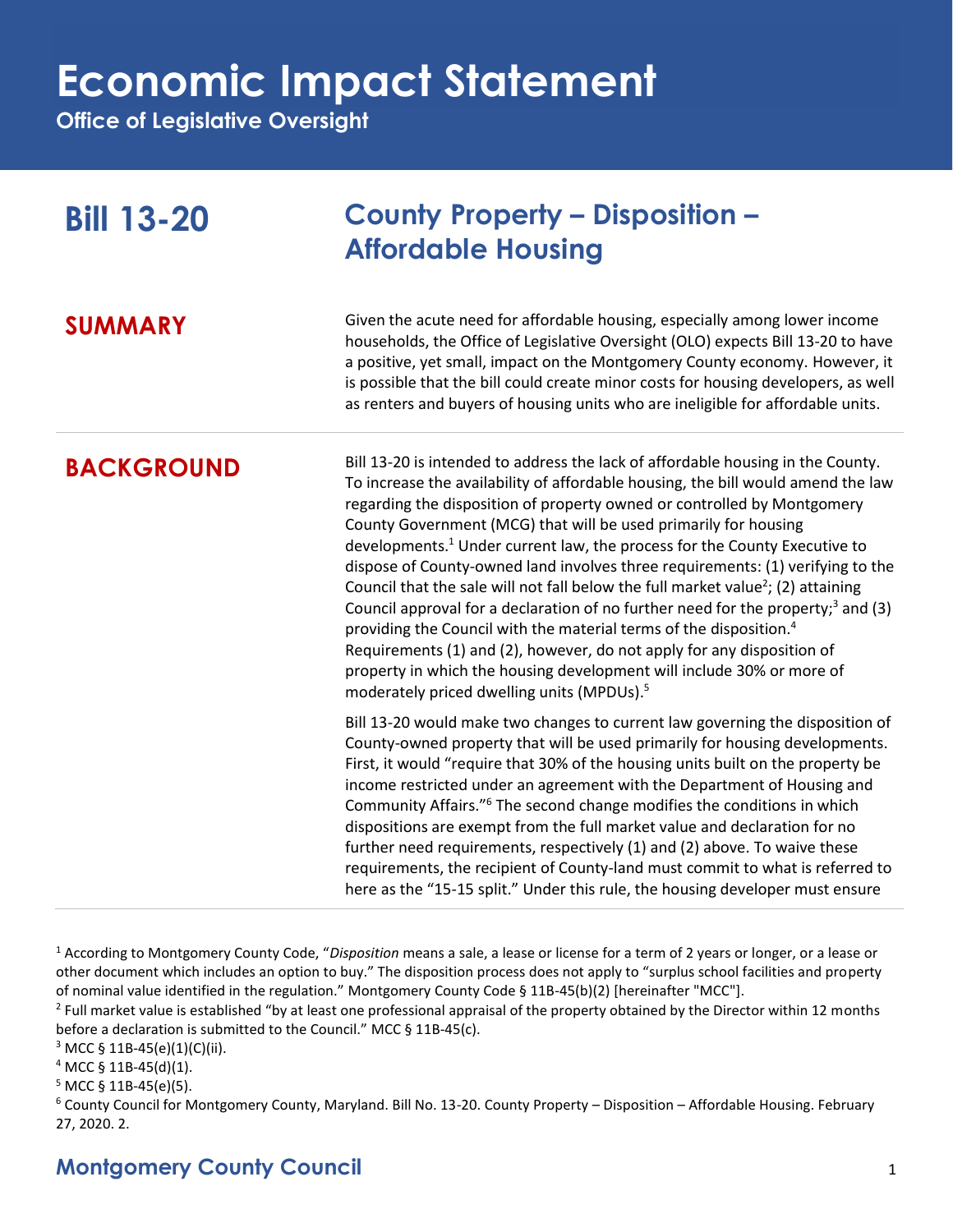# Economic Impact Statement

**Office of Legislative Oversight**

## Bill 13-20

## County Property – Disposition – Affordable Housing

### SUMMARY

Given the acute need for affordable housing, especially among lower income households, the Office of Legislative Oversight (OLO) expects Bill 13-20 to have a positive, yet small, impact on the Montgomery County economy. However, it is possible that the bill could create minor costs for housing developers, as well as renters and buyers of housing units who are ineligible for affordable units.

### BACKGROUND

Bill 13-20 is intended to address the lack of affordable housing in the County. To increase the availability of affordable housing, the bill would amend the law regarding the disposition of property owned or controlled by Montgomery County Government (MCG) that will be used primarily for housing developments.[1] Under current law, the process for the County Executive to dispose of County-owned land involves three requirements: (1) verifying to the Council that the sale will not fall below the full market value[2]; (2) attaining Council approval for a declaration of no further need for the property;[3] and (3) providing the Council with the material terms of the disposition.[4] Requirements (1) and (2), however, do not apply for any disposition of property in which the housing development will include 30% or more of moderately priced dwelling units (MPDUs).[5]

Bill 13-20 would make two changes to current law governing the disposition of County-owned property that will be used primarily for housing developments. First, it would "require that 30% of the housing units built on the property be income restricted under an agreement with the Department of Housing and Community Affairs."[6] The second change modifies the conditions in which dispositions are exempt from the full market value and declaration for no further need requirements, respectively (1) and (2) above. To waive these requirements, the recipient of County-land must commit to what is referred to here as the "15-15 split." Under this rule, the housing developer must ensure

---

[1] According to Montgomery County Code, "*Disposition* means a sale, a lease or license for a term of 2 years or longer, or a lease or other document which includes an option to buy." The disposition process does not apply to "surplus school facilities and property of nominal value identified in the regulation." Montgomery County Code § 11B-45(b)(2) [hereinafter "MCC"].

[2] Full market value is established "by at least one professional appraisal of the property obtained by the Director within 12 months before a declaration is submitted to the Council." MCC § 11B-45(c).

[3] MCC § 11B-45(e)(1)(C)(ii).

[4] MCC § 11B-45(d)(1).

[5] MCC § 11B-45(e)(5).

[6] County Council for Montgomery County, Maryland. Bill No. 13-20. County Property – Disposition – Affordable Housing. February 27, 2020. 2.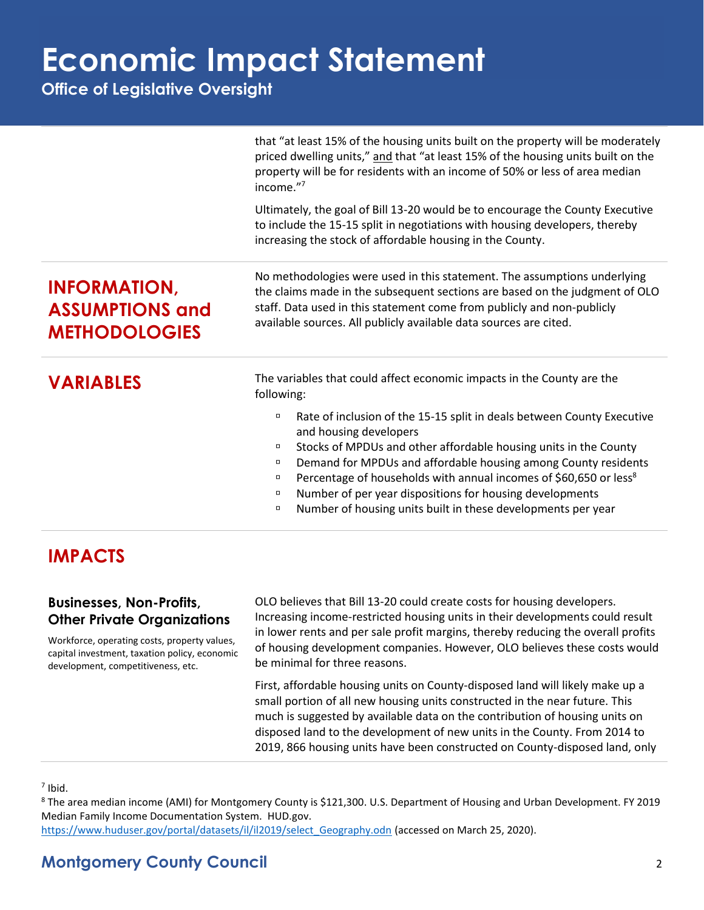that "at least 15% of the housing units built on the property will be moderately priced dwelling units," and that "at least 15% of the housing units built on the property will be for residents with an income of 50% or less of area median income."[7]

Ultimately, the goal of Bill 13-20 would be to encourage the County Executive to include the 15-15 split in negotiations with housing developers, thereby increasing the stock of affordable housing in the County.

## INFORMATION, ASSUMPTIONS and METHODOLOGIES

No methodologies were used in this statement. The assumptions underlying the claims made in the subsequent sections are based on the judgment of OLO staff. Data used in this statement come from publicly and non-publicly available sources. All publicly available data sources are cited.

## VARIABLES

The variables that could affect economic impacts in the County are the following:

- Rate of inclusion of the 15-15 split in deals between County Executive and housing developers
- Stocks of MPDUs and other affordable housing units in the County
- Demand for MPDUs and affordable housing among County residents
- Percentage of households with annual incomes of $60,650 or less[8]
- Number of per year dispositions for housing developments
- Number of housing units built in these developments per year

## IMPACTS

### Businesses, Non-Profits, Other Private Organizations

Workforce, operating costs, property values, capital investment, taxation policy, economic development, competitiveness, etc.

OLO believes that Bill 13-20 could create costs for housing developers. Increasing income-restricted housing units in their developments could result in lower rents and per sale profit margins, thereby reducing the overall profits of housing development companies. However, OLO believes these costs would be minimal for three reasons.

First, affordable housing units on County-disposed land will likely make up a small portion of all new housing units constructed in the near future. This much is suggested by available data on the contribution of housing units on disposed land to the development of new units in the County. From 2014 to 2019, 866 housing units have been constructed on County-disposed land, only

---

[7] Ibid.

[8] The area median income (AMI) for Montgomery County is $121,300. U.S. Department of Housing and Urban Development. FY 2019 Median Family Income Documentation System. HUD.gov. https://www.huduser.gov/portal/datasets/il/il2019/select_Geography.odn (accessed on March 25, 2020).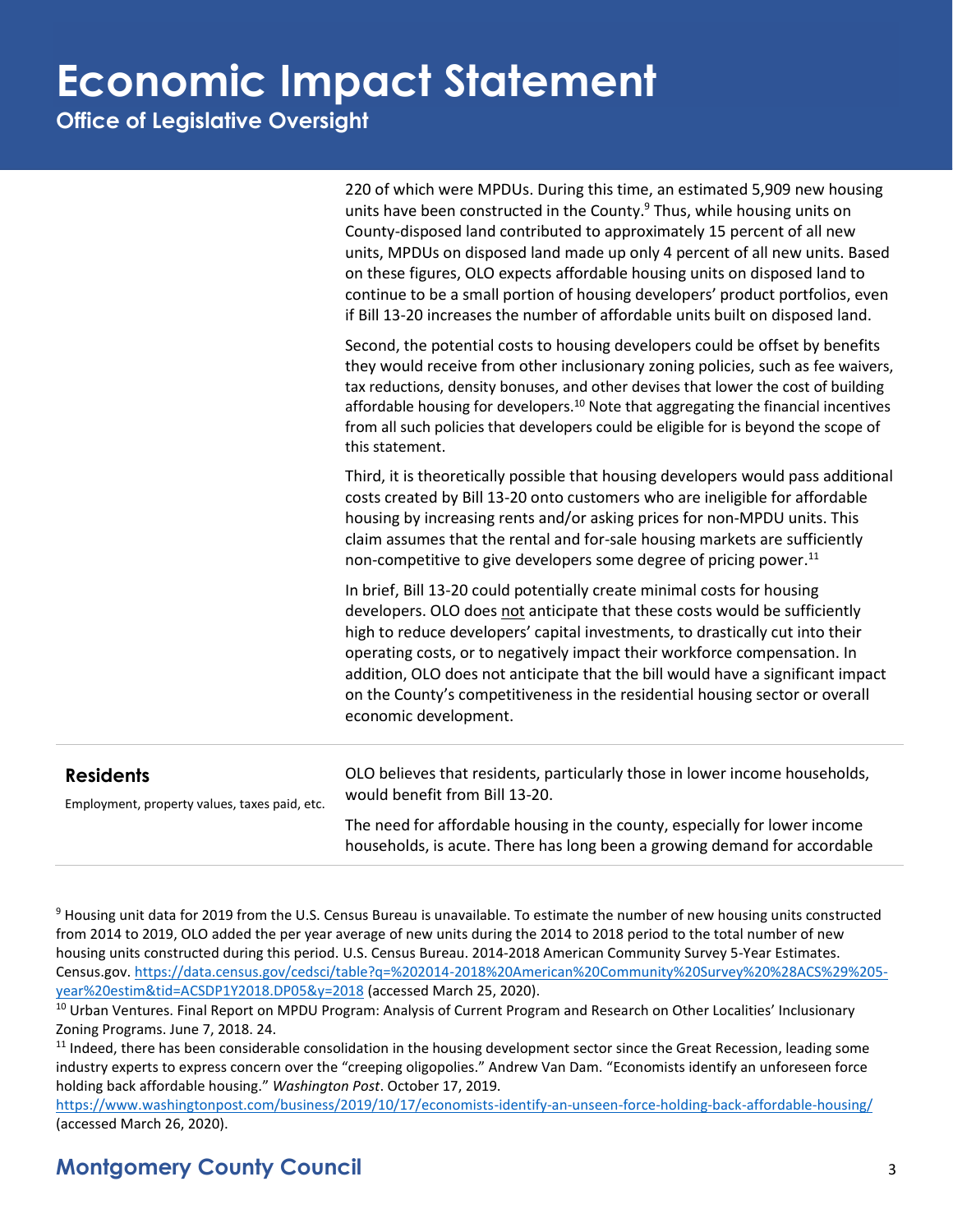220 of which were MPDUs. During this time, an estimated 5,909 new housing units have been constructed in the County.[9] Thus, while housing units on County-disposed land contributed to approximately 15 percent of all new units, MPDUs on disposed land made up only 4 percent of all new units. Based on these figures, OLO expects affordable housing units on disposed land to continue to be a small portion of housing developers' product portfolios, even if Bill 13-20 increases the number of affordable units built on disposed land.

Second, the potential costs to housing developers could be offset by benefits they would receive from other inclusionary zoning policies, such as fee waivers, tax reductions, density bonuses, and other devises that lower the cost of building affordable housing for developers.[10] Note that aggregating the financial incentives from all such policies that developers could be eligible for is beyond the scope of this statement.

Third, it is theoretically possible that housing developers would pass additional costs created by Bill 13-20 onto customers who are ineligible for affordable housing by increasing rents and/or asking prices for non-MPDU units. This claim assumes that the rental and for-sale housing markets are sufficiently non-competitive to give developers some degree of pricing power.[11]

In brief, Bill 13-20 could potentially create minimal costs for housing developers. OLO does not anticipate that these costs would be sufficiently high to reduce developers' capital investments, to drastically cut into their operating costs, or to negatively impact their workforce compensation. In addition, OLO does not anticipate that the bill would have a significant impact on the County's competitiveness in the residential housing sector or overall economic development.

### Residents

Employment, property values, taxes paid, etc.

OLO believes that residents, particularly those in lower income households, would benefit from Bill 13-20.

The need for affordable housing in the county, especially for lower income households, is acute. There has long been a growing demand for accordable

---

[9] Housing unit data for 2019 from the U.S. Census Bureau is unavailable. To estimate the number of new housing units constructed from 2014 to 2019, OLO added the per year average of new units during the 2014 to 2018 period to the total number of new housing units constructed during this period. U.S. Census Bureau. 2014-2018 American Community Survey 5-Year Estimates. Census.gov. https://data.census.gov/cedsci/table?q=%202014-2018%20American%20Community%20Survey%20%28ACS%29%205-year%20estim&tid=ACSDP1Y2018.DP05&y=2018 (accessed March 25, 2020).

[10] Urban Ventures. Final Report on MPDU Program: Analysis of Current Program and Research on Other Localities' Inclusionary Zoning Programs. June 7, 2018. 24.

[11] Indeed, there has been considerable consolidation in the housing development sector since the Great Recession, leading some industry experts to express concern over the "creeping oligopolies." Andrew Van Dam. "Economists identify an unforeseen force holding back affordable housing." *Washington Post*. October 17, 2019. https://www.washingtonpost.com/business/2019/10/17/economists-identify-an-unseen-force-holding-back-affordable-housing/ (accessed March 26, 2020).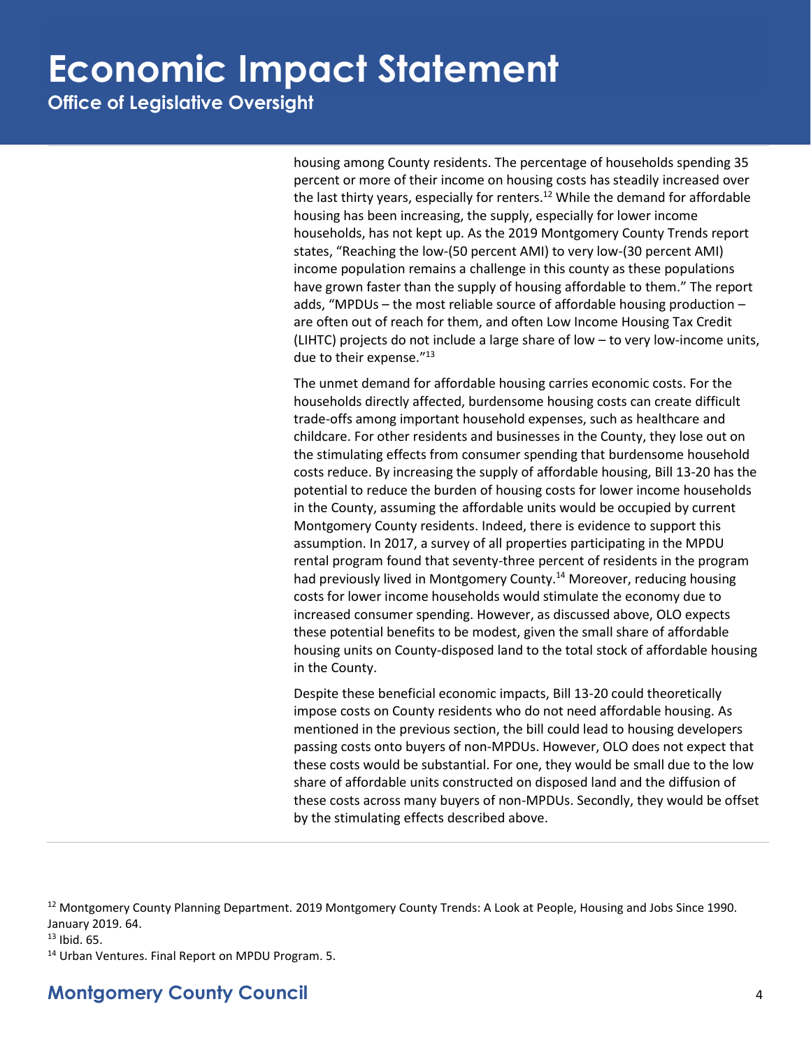housing among County residents. The percentage of households spending 35 percent or more of their income on housing costs has steadily increased over the last thirty years, especially for renters.[12] While the demand for affordable housing has been increasing, the supply, especially for lower income households, has not kept up. As the 2019 Montgomery County Trends report states, "Reaching the low-(50 percent AMI) to very low-(30 percent AMI) income population remains a challenge in this county as these populations have grown faster than the supply of housing affordable to them." The report adds, "MPDUs – the most reliable source of affordable housing production – are often out of reach for them, and often Low Income Housing Tax Credit (LIHTC) projects do not include a large share of low – to very low-income units, due to their expense."[13]

The unmet demand for affordable housing carries economic costs. For the households directly affected, burdensome housing costs can create difficult trade-offs among important household expenses, such as healthcare and childcare. For other residents and businesses in the County, they lose out on the stimulating effects from consumer spending that burdensome household costs reduce. By increasing the supply of affordable housing, Bill 13-20 has the potential to reduce the burden of housing costs for lower income households in the County, assuming the affordable units would be occupied by current Montgomery County residents. Indeed, there is evidence to support this assumption. In 2017, a survey of all properties participating in the MPDU rental program found that seventy-three percent of residents in the program had previously lived in Montgomery County.[14] Moreover, reducing housing costs for lower income households would stimulate the economy due to increased consumer spending. However, as discussed above, OLO expects these potential benefits to be modest, given the small share of affordable housing units on County-disposed land to the total stock of affordable housing in the County.

Despite these beneficial economic impacts, Bill 13-20 could theoretically impose costs on County residents who do not need affordable housing. As mentioned in the previous section, the bill could lead to housing developers passing costs onto buyers of non-MPDUs. However, OLO does not expect that these costs would be substantial. For one, they would be small due to the low share of affordable units constructed on disposed land and the diffusion of these costs across many buyers of non-MPDUs. Secondly, they would be offset by the stimulating effects described above.

---

[12] Montgomery County Planning Department. 2019 Montgomery County Trends: A Look at People, Housing and Jobs Since 1990. January 2019. 64.

[13] Ibid. 65.

[14] Urban Ventures. Final Report on MPDU Program. 5.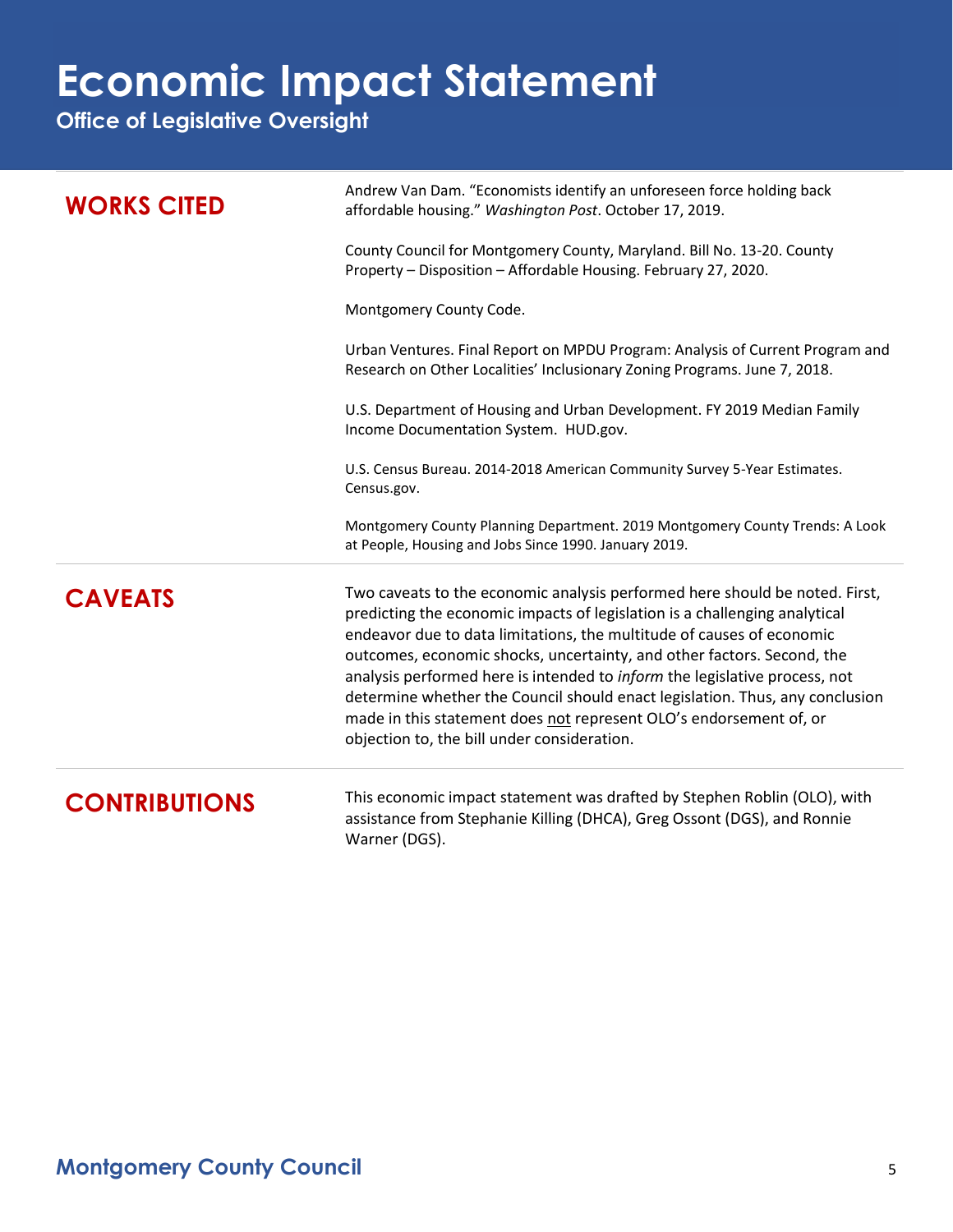# Economic Impact Statement

**Office of Legislative Oversight**

## WORKS CITED

Andrew Van Dam. "Economists identify an unforeseen force holding back affordable housing." *Washington Post*. October 17, 2019.

County Council for Montgomery County, Maryland. Bill No. 13-20. County Property – Disposition – Affordable Housing. February 27, 2020.

Montgomery County Code.

Urban Ventures. Final Report on MPDU Program: Analysis of Current Program and Research on Other Localities' Inclusionary Zoning Programs. June 7, 2018.

U.S. Department of Housing and Urban Development. FY 2019 Median Family Income Documentation System. HUD.gov.

U.S. Census Bureau. 2014-2018 American Community Survey 5-Year Estimates. Census.gov.

Montgomery County Planning Department. 2019 Montgomery County Trends: A Look at People, Housing and Jobs Since 1990. January 2019.

## CAVEATS

Two caveats to the economic analysis performed here should be noted. First, predicting the economic impacts of legislation is a challenging analytical endeavor due to data limitations, the multitude of causes of economic outcomes, economic shocks, uncertainty, and other factors. Second, the analysis performed here is intended to *inform* the legislative process, not determine whether the Council should enact legislation. Thus, any conclusion made in this statement does not represent OLO's endorsement of, or objection to, the bill under consideration.

## CONTRIBUTIONS

This economic impact statement was drafted by Stephen Roblin (OLO), with assistance from Stephanie Killing (DHCA), Greg Ossont (DGS), and Ronnie Warner (DGS).